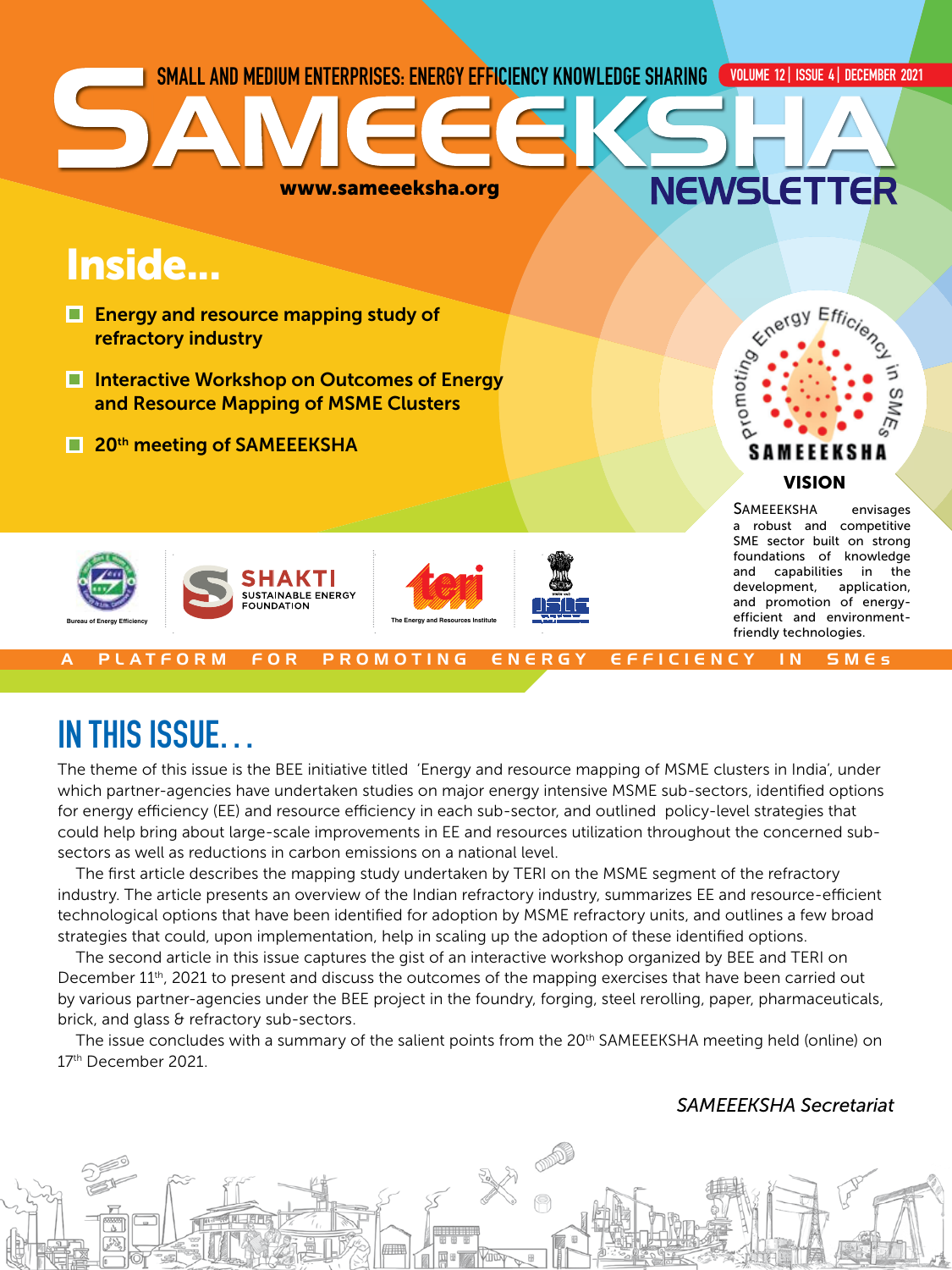SMALL AND MEDIUM ENTERPRISES: ENERGY EFFICIENCY KNOWLEDGE SHARING

VOLUME 12 | ISSUE 4 | DECEMBER 2021

# SAMEEEKSHA NEWSLETTER

www.sameeeksha.org

## Inside...

- Energy and resource mapping study of refractory industry
- Interactive Workshop on Outcomes of Energy and Resource Mapping of MSME Clusters
- 20th meeting of SAMEEEKSHA

Promoting Energy Efficiency in SMEs

SAMEEEKSHA

**VISION**

SAMEEEKSHA envisages a robust and competitive SME sector built on strong foundations of knowledge and capabilities in the development, application, and promotion of energy-efficient and environment-friendly technologies.

Bureau of Energy Efficiency

SHAKTI SUSTAINABLE ENERGY FOUNDATION

The Energy and Resources Institute

A PLATFORM FOR PROMOTING ENERGY EFFICIENCY IN SMEs

# IN THIS ISSUE...

The theme of this issue is the BEE initiative titled 'Energy and resource mapping of MSME clusters in India', under which partner-agencies have undertaken studies on major energy intensive MSME sub-sectors, identified options for energy efficiency (EE) and resource efficiency in each sub-sector, and outlined policy-level strategies that could help bring about large-scale improvements in EE and resources utilization throughout the concerned sub-sectors as well as reductions in carbon emissions on a national level.

The first article describes the mapping study undertaken by TERI on the MSME segment of the refractory industry. The article presents an overview of the Indian refractory industry, summarizes EE and resource-efficient technological options that have been identified for adoption by MSME refractory units, and outlines a few broad strategies that could, upon implementation, help in scaling up the adoption of these identified options.

The second article in this issue captures the gist of an interactive workshop organized by BEE and TERI on December 11th, 2021 to present and discuss the outcomes of the mapping exercises that have been carried out by various partner-agencies under the BEE project in the foundry, forging, steel rerolling, paper, pharmaceuticals, brick, and glass & refractory sub-sectors.

The issue concludes with a summary of the salient points from the 20th SAMEEEKSHA meeting held (online) on 17th December 2021.

*SAMEEEKSHA Secretariat*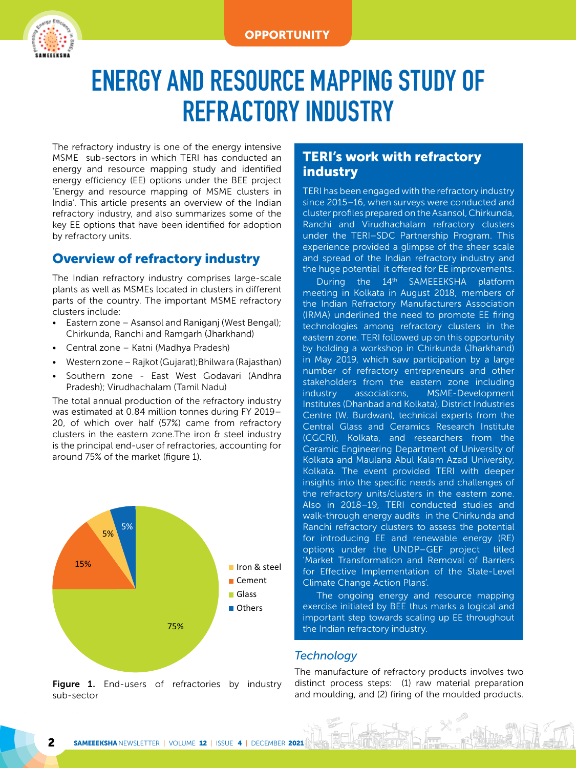OPPORTUNITY

# ENERGY AND RESOURCE MAPPING STUDY OF REFRACTORY INDUSTRY

The refractory industry is one of the energy intensive MSME sub-sectors in which TERI has conducted an energy and resource mapping study and identified energy efficiency (EE) options under the BEE project 'Energy and resource mapping of MSME clusters in India'. This article presents an overview of the Indian refractory industry, and also summarizes some of the key EE options that have been identified for adoption by refractory units.

## Overview of refractory industry

The Indian refractory industry comprises large-scale plants as well as MSMEs located in clusters in different parts of the country. The important MSME refractory clusters include:

- Eastern zone – Asansol and Raniganj (West Bengal); Chirkunda, Ranchi and Ramgarh (Jharkhand)
- Central zone – Katni (Madhya Pradesh)
- Western zone – Rajkot (Gujarat); Bhilwara (Rajasthan)
- Southern zone - East West Godavari (Andhra Pradesh); Virudhachalam (Tamil Nadu)

The total annual production of the refractory industry was estimated at 0.84 million tonnes during FY 2019–20, of which over half (57%) came from refractory clusters in the eastern zone. The iron & steel industry is the principal end-user of refractories, accounting for around 75% of the market (figure 1).

| Sub-sector | Share |
|---|---|
| Iron & steel | 75% |
| Cement | 15% |
| Glass | 5% |
| Others | 5% |

**Figure 1.** End-users of refractories by industry sub-sector

## TERI's work with refractory industry

TERI has been engaged with the refractory industry since 2015–16, when surveys were conducted and cluster profiles prepared on the Asansol, Chirkunda, Ranchi and Virudhachalam refractory clusters under the TERI–SDC Partnership Program. This experience provided a glimpse of the sheer scale and spread of the Indian refractory industry and the huge potential it offered for EE improvements.

During the 14th SAMEEEKSHA platform meeting in Kolkata in August 2018, members of the Indian Refractory Manufacturers Association (IRMA) underlined the need to promote EE firing technologies among refractory clusters in the eastern zone. TERI followed up on this opportunity by holding a workshop in Chirkunda (Jharkhand) in May 2019, which saw participation by a large number of refractory entrepreneurs and other stakeholders from the eastern zone including industry associations, MSME-Development Institutes (Dhanbad and Kolkata), District Industries Centre (W. Burdwan), technical experts from the Central Glass and Ceramics Research Institute (CGCRI), Kolkata, and researchers from the Ceramic Engineering Department of University of Kolkata and Maulana Abul Kalam Azad University, Kolkata. The event provided TERI with deeper insights into the specific needs and challenges of the refractory units/clusters in the eastern zone. Also in 2018–19, TERI conducted studies and walk-through energy audits in the Chirkunda and Ranchi refractory clusters to assess the potential for introducing EE and renewable energy (RE) options under the UNDP–GEF project titled 'Market Transformation and Removal of Barriers for Effective Implementation of the State-Level Climate Change Action Plans'.

The ongoing energy and resource mapping exercise initiated by BEE thus marks a logical and important step towards scaling up EE throughout the Indian refractory industry.

### *Technology*

The manufacture of refractory products involves two distinct process steps: (1) raw material preparation and moulding, and (2) firing of the moulded products.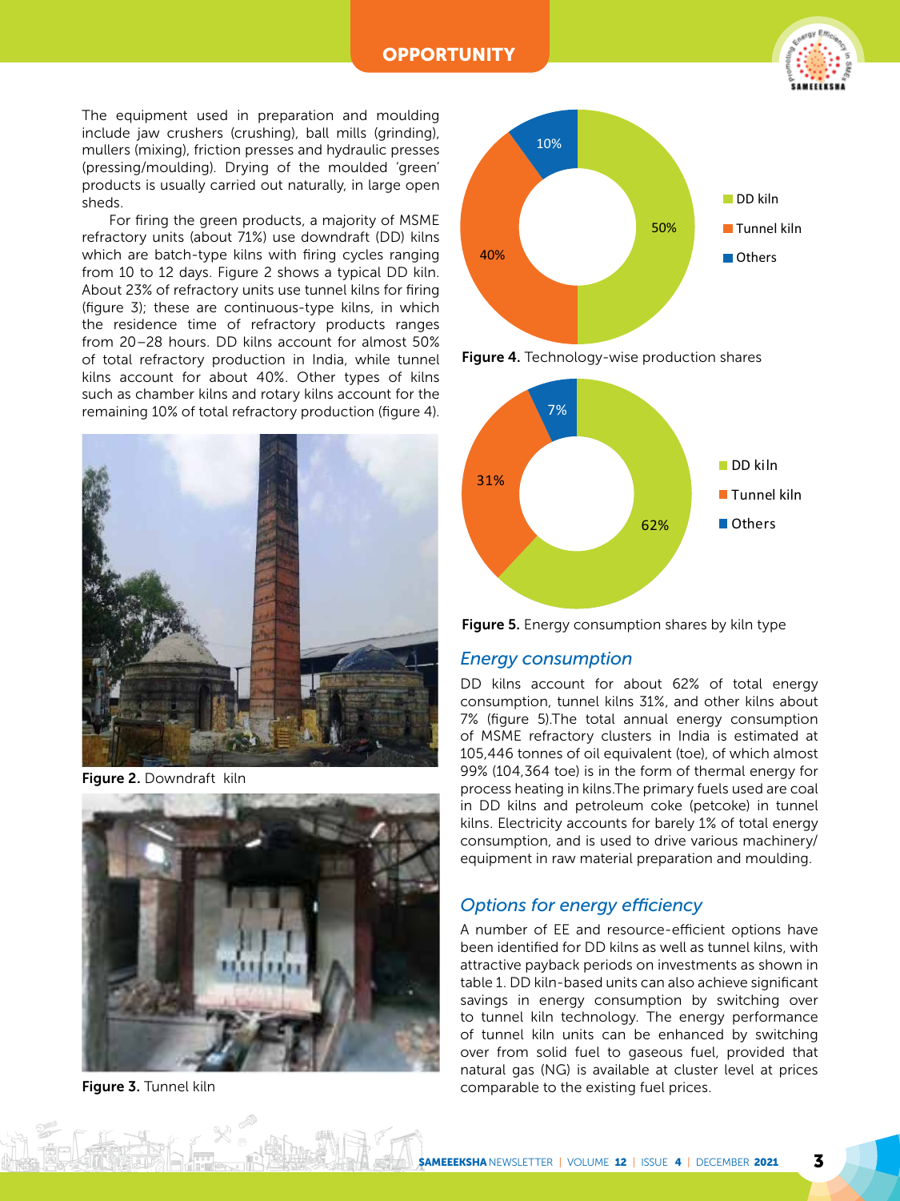The equipment used in preparation and moulding include jaw crushers (crushing), ball mills (grinding), mullers (mixing), friction presses and hydraulic presses (pressing/moulding). Drying of the moulded 'green' products is usually carried out naturally, in large open sheds.

For firing the green products, a majority of MSME refractory units (about 71%) use downdraft (DD) kilns which are batch-type kilns with firing cycles ranging from 10 to 12 days. Figure 2 shows a typical DD kiln. About 23% of refractory units use tunnel kilns for firing (figure 3); these are continuous-type kilns, in which the residence time of refractory products ranges from 20–28 hours. DD kilns account for almost 50% of total refractory production in India, while tunnel kilns account for about 40%. Other types of kilns such as chamber kilns and rotary kilns account for the remaining 10% of total refractory production (figure 4).

**Figure 2.** Downdraft kiln

**Figure 3.** Tunnel kiln

**Figure 4.** Technology-wise production shares

**Figure 5.** Energy consumption shares by kiln type

## *Energy consumption*

DD kilns account for about 62% of total energy consumption, tunnel kilns 31%, and other kilns about 7% (figure 5).The total annual energy consumption of MSME refractory clusters in India is estimated at 105,446 tonnes of oil equivalent (toe), of which almost 99% (104,364 toe) is in the form of thermal energy for process heating in kilns.The primary fuels used are coal in DD kilns and petroleum coke (petcoke) in tunnel kilns. Electricity accounts for barely 1% of total energy consumption, and is used to drive various machinery/equipment in raw material preparation and moulding.

## *Options for energy efficiency*

A number of EE and resource-efficient options have been identified for DD kilns as well as tunnel kilns, with attractive payback periods on investments as shown in table 1. DD kiln-based units can also achieve significant savings in energy consumption by switching over to tunnel kiln technology. The energy performance of tunnel kiln units can be enhanced by switching over from solid fuel to gaseous fuel, provided that natural gas (NG) is available at cluster level at prices comparable to the existing fuel prices.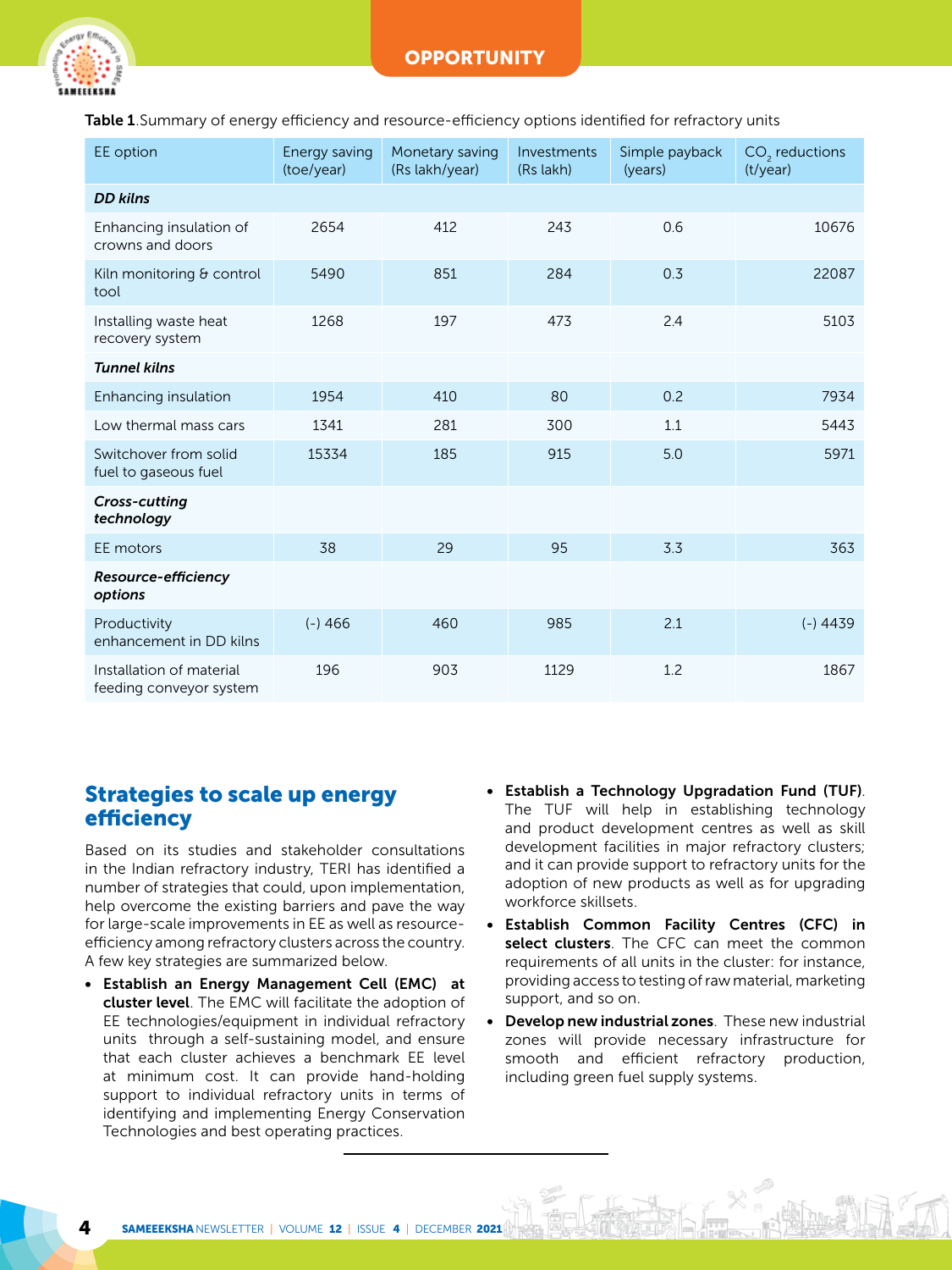**Table 1**.Summary of energy efficiency and resource-efficiency options identified for refractory units

| EE option | Energy saving (toe/year) | Monetary saving (Rs lakh/year) | Investments (Rs lakh) | Simple payback (years) | $CO_2$ reductions (t/year) |
|---|---|---|---|---|---|
| ***DD kilns*** | | | | | |
| Enhancing insulation of crowns and doors | 2654 | 412 | 243 | 0.6 | 10676 |
| Kiln monitoring & control tool | 5490 | 851 | 284 | 0.3 | 22087 |
| Installing waste heat recovery system | 1268 | 197 | 473 | 2.4 | 5103 |
| ***Tunnel kilns*** | | | | | |
| Enhancing insulation | 1954 | 410 | 80 | 0.2 | 7934 |
| Low thermal mass cars | 1341 | 281 | 300 | 1.1 | 5443 |
| Switchover from solid fuel to gaseous fuel | 15334 | 185 | 915 | 5.0 | 5971 |
| ***Cross-cutting technology*** | | | | | |
| EE motors | 38 | 29 | 95 | 3.3 | 363 |
| ***Resource-efficiency options*** | | | | | |
| Productivity enhancement in DD kilns | (-) 466 | 460 | 985 | 2.1 | (-) 4439 |
| Installation of material feeding conveyor system | 196 | 903 | 1129 | 1.2 | 1867 |

## Strategies to scale up energy efficiency

Based on its studies and stakeholder consultations in the Indian refractory industry, TERI has identified a number of strategies that could, upon implementation, help overcome the existing barriers and pave the way for large-scale improvements in EE as well as resource-efficiency among refractory clusters across the country. A few key strategies are summarized below.

- **Establish an Energy Management Cell (EMC) at cluster level**. The EMC will facilitate the adoption of EE technologies/equipment in individual refractory units through a self-sustaining model, and ensure that each cluster achieves a benchmark EE level at minimum cost. It can provide hand-holding support to individual refractory units in terms of identifying and implementing Energy Conservation Technologies and best operating practices.
- **Establish a Technology Upgradation Fund (TUF)**. The TUF will help in establishing technology and product development centres as well as skill development facilities in major refractory clusters; and it can provide support to refractory units for the adoption of new products as well as for upgrading workforce skillsets.
- **Establish Common Facility Centres (CFC) in select clusters**. The CFC can meet the common requirements of all units in the cluster: for instance, providing access to testing of raw material, marketing support, and so on.
- **Develop new industrial zones**. These new industrial zones will provide necessary infrastructure for smooth and efficient refractory production, including green fuel supply systems.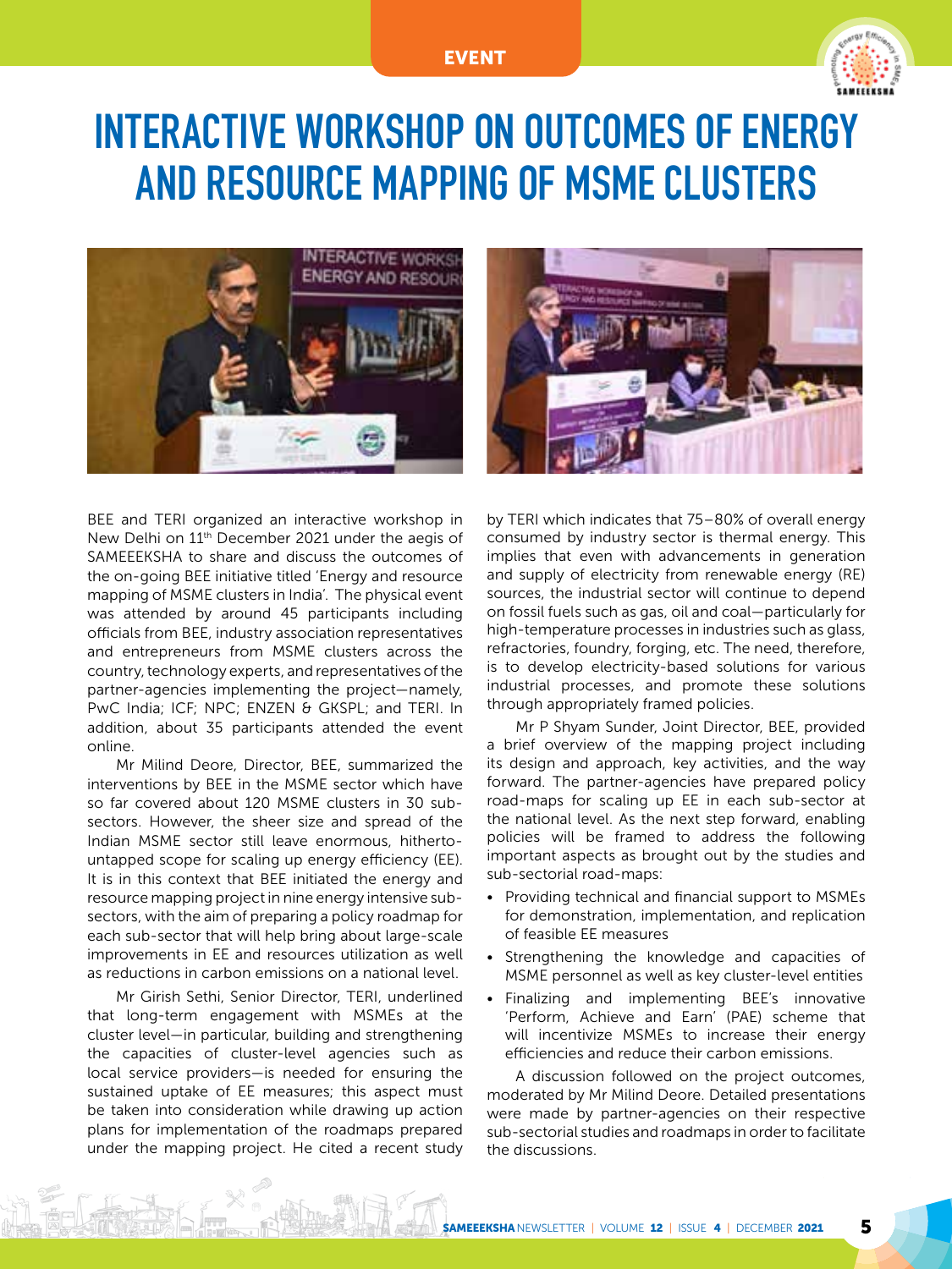# INTERACTIVE WORKSHOP ON OUTCOMES OF ENERGY AND RESOURCE MAPPING OF MSME CLUSTERS

BEE and TERI organized an interactive workshop in New Delhi on 11th December 2021 under the aegis of SAMEEEKSHA to share and discuss the outcomes of the on-going BEE initiative titled 'Energy and resource mapping of MSME clusters in India'. The physical event was attended by around 45 participants including officials from BEE, industry association representatives and entrepreneurs from MSME clusters across the country, technology experts, and representatives of the partner-agencies implementing the project—namely, PwC India; ICF; NPC; ENZEN & GKSPL; and TERI. In addition, about 35 participants attended the event online.

Mr Milind Deore, Director, BEE, summarized the interventions by BEE in the MSME sector which have so far covered about 120 MSME clusters in 30 sub-sectors. However, the sheer size and spread of the Indian MSME sector still leave enormous, hitherto-untapped scope for scaling up energy efficiency (EE). It is in this context that BEE initiated the energy and resource mapping project in nine energy intensive sub-sectors, with the aim of preparing a policy roadmap for each sub-sector that will help bring about large-scale improvements in EE and resources utilization as well as reductions in carbon emissions on a national level.

Mr Girish Sethi, Senior Director, TERI, underlined that long-term engagement with MSMEs at the cluster level—in particular, building and strengthening the capacities of cluster-level agencies such as local service providers—is needed for ensuring the sustained uptake of EE measures; this aspect must be taken into consideration while drawing up action plans for implementation of the roadmaps prepared under the mapping project. He cited a recent study by TERI which indicates that 75–80% of overall energy consumed by industry sector is thermal energy. This implies that even with advancements in generation and supply of electricity from renewable energy (RE) sources, the industrial sector will continue to depend on fossil fuels such as gas, oil and coal—particularly for high-temperature processes in industries such as glass, refractories, foundry, forging, etc. The need, therefore, is to develop electricity-based solutions for various industrial processes, and promote these solutions through appropriately framed policies.

Mr P Shyam Sunder, Joint Director, BEE, provided a brief overview of the mapping project including its design and approach, key activities, and the way forward. The partner-agencies have prepared policy road-maps for scaling up EE in each sub-sector at the national level. As the next step forward, enabling policies will be framed to address the following important aspects as brought out by the studies and sub-sectorial road-maps:

- Providing technical and financial support to MSMEs for demonstration, implementation, and replication of feasible EE measures
- Strengthening the knowledge and capacities of MSME personnel as well as key cluster-level entities
- Finalizing and implementing BEE's innovative 'Perform, Achieve and Earn' (PAE) scheme that will incentivize MSMEs to increase their energy efficiencies and reduce their carbon emissions.

A discussion followed on the project outcomes, moderated by Mr Milind Deore. Detailed presentations were made by partner-agencies on their respective sub-sectorial studies and roadmaps in order to facilitate the discussions.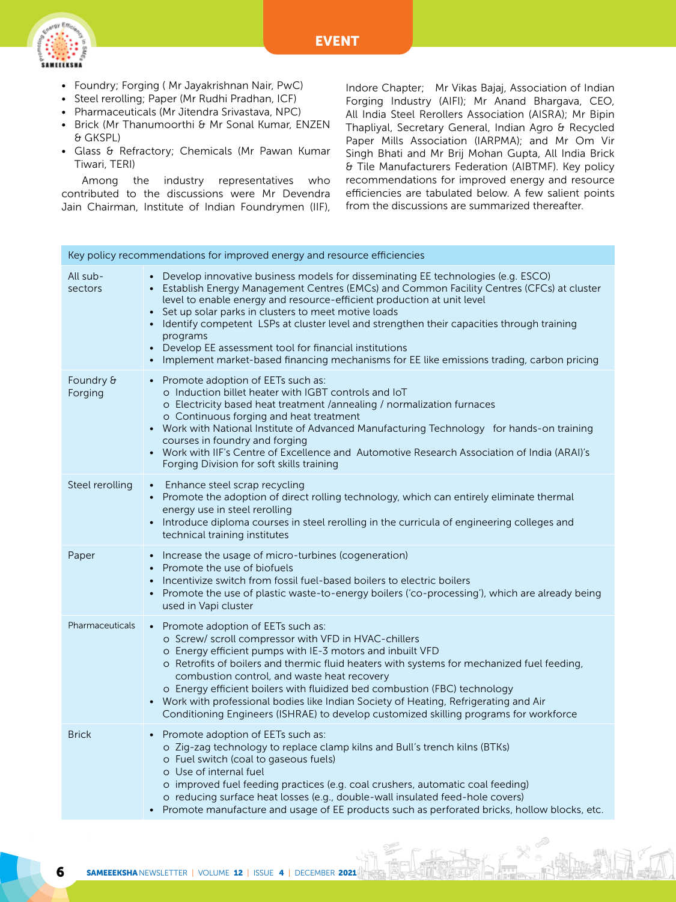- Foundry; Forging ( Mr Jayakrishnan Nair, PwC)
- Steel rerolling; Paper (Mr Rudhi Pradhan, ICF)
- Pharmaceuticals (Mr Jitendra Srivastava, NPC)
- Brick (Mr Thanumoorthi & Mr Sonal Kumar, ENZEN & GKSPL)
- Glass & Refractory; Chemicals (Mr Pawan Kumar Tiwari, TERI)

Among the industry representatives who contributed to the discussions were Mr Devendra Jain Chairman, Institute of Indian Foundrymen (IIF), Indore Chapter; Mr Vikas Bajaj, Association of Indian Forging Industry (AIFI); Mr Anand Bhargava, CEO, All India Steel Rerollers Association (AISRA); Mr Bipin Thapliyal, Secretary General, Indian Agro & Recycled Paper Mills Association (IARPMA); and Mr Om Vir Singh Bhati and Mr Brij Mohan Gupta, All India Brick & Tile Manufacturers Federation (AIBTMF). Key policy recommendations for improved energy and resource efficiencies are tabulated below. A few salient points from the discussions are summarized thereafter.

| Key policy recommendations for improved energy and resource efficiencies | |
|---|---|
| All sub-sectors | • Develop innovative business models for disseminating EE technologies (e.g. ESCO)<br>• Establish Energy Management Centres (EMCs) and Common Facility Centres (CFCs) at cluster level to enable energy and resource-efficient production at unit level<br>• Set up solar parks in clusters to meet motive loads<br>• Identify competent LSPs at cluster level and strengthen their capacities through training programs<br>• Develop EE assessment tool for financial institutions<br>• Implement market-based financing mechanisms for EE like emissions trading, carbon pricing |
| Foundry & Forging | • Promote adoption of EETs such as:<br>o Induction billet heater with IGBT controls and IoT<br>o Electricity based heat treatment /annealing / normalization furnaces<br>o Continuous forging and heat treatment<br>• Work with National Institute of Advanced Manufacturing Technology for hands-on training courses in foundry and forging<br>• Work with IIF's Centre of Excellence and Automotive Research Association of India (ARAI)'s Forging Division for soft skills training |
| Steel rerolling | • Enhance steel scrap recycling<br>• Promote the adoption of direct rolling technology, which can entirely eliminate thermal energy use in steel rerolling<br>• Introduce diploma courses in steel rerolling in the curricula of engineering colleges and technical training institutes |
| Paper | • Increase the usage of micro-turbines (cogeneration)<br>• Promote the use of biofuels<br>• Incentivize switch from fossil fuel-based boilers to electric boilers<br>• Promote the use of plastic waste-to-energy boilers ('co-processing'), which are already being used in Vapi cluster |
| Pharmaceuticals | • Promote adoption of EETs such as:<br>o Screw/ scroll compressor with VFD in HVAC-chillers<br>o Energy efficient pumps with IE-3 motors and inbuilt VFD<br>o Retrofits of boilers and thermic fluid heaters with systems for mechanized fuel feeding, combustion control, and waste heat recovery<br>o Energy efficient boilers with fluidized bed combustion (FBC) technology<br>• Work with professional bodies like Indian Society of Heating, Refrigerating and Air Conditioning Engineers (ISHRAE) to develop customized skilling programs for workforce |
| Brick | • Promote adoption of EETs such as:<br>o Zig-zag technology to replace clamp kilns and Bull's trench kilns (BTKs)<br>o Fuel switch (coal to gaseous fuels)<br>o Use of internal fuel<br>o improved fuel feeding practices (e.g. coal crushers, automatic coal feeding)<br>o reducing surface heat losses (e.g., double-wall insulated feed-hole covers)<br>• Promote manufacture and usage of EE products such as perforated bricks, hollow blocks, etc. |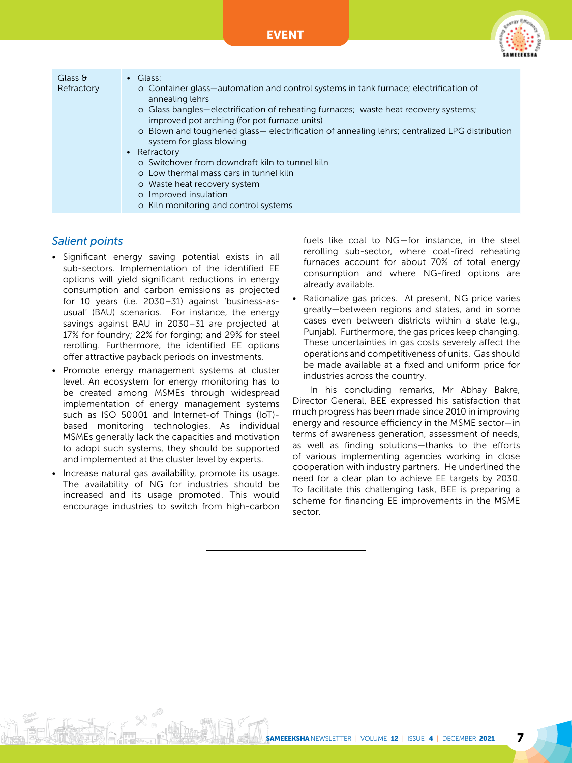| Glass & Refractory | • Glass:<br>o Container glass—automation and control systems in tank furnace; electrification of annealing lehrs<br>o Glass bangles—electrification of reheating furnaces; waste heat recovery systems; improved pot arching (for pot furnace units)<br>o Blown and toughened glass— electrification of annealing lehrs; centralized LPG distribution system for glass blowing<br>• Refractory<br>o Switchover from downdraft kiln to tunnel kiln<br>o Low thermal mass cars in tunnel kiln<br>o Waste heat recovery system<br>o Improved insulation<br>o Kiln monitoring and control systems |
|---|---|

## *Salient points*

- Significant energy saving potential exists in all sub-sectors. Implementation of the identified EE options will yield significant reductions in energy consumption and carbon emissions as projected for 10 years (i.e. 2030–31) against 'business-as-usual' (BAU) scenarios. For instance, the energy savings against BAU in 2030–31 are projected at 17% for foundry; 22% for forging; and 29% for steel rerolling. Furthermore, the identified EE options offer attractive payback periods on investments.
- Promote energy management systems at cluster level. An ecosystem for energy monitoring has to be created among MSMEs through widespread implementation of energy management systems such as ISO 50001 and Internet-of Things (IoT)-based monitoring technologies. As individual MSMEs generally lack the capacities and motivation to adopt such systems, they should be supported and implemented at the cluster level by experts.
- Increase natural gas availability, promote its usage. The availability of NG for industries should be increased and its usage promoted. This would encourage industries to switch from high-carbon fuels like coal to NG—for instance, in the steel rerolling sub-sector, where coal-fired reheating furnaces account for about 70% of total energy consumption and where NG-fired options are already available.
- Rationalize gas prices. At present, NG price varies greatly—between regions and states, and in some cases even between districts within a state (e.g., Punjab). Furthermore, the gas prices keep changing. These uncertainties in gas costs severely affect the operations and competitiveness of units. Gas should be made available at a fixed and uniform price for industries across the country.

In his concluding remarks, Mr Abhay Bakre, Director General, BEE expressed his satisfaction that much progress has been made since 2010 in improving energy and resource efficiency in the MSME sector—in terms of awareness generation, assessment of needs, as well as finding solutions—thanks to the efforts of various implementing agencies working in close cooperation with industry partners. He underlined the need for a clear plan to achieve EE targets by 2030. To facilitate this challenging task, BEE is preparing a scheme for financing EE improvements in the MSME sector.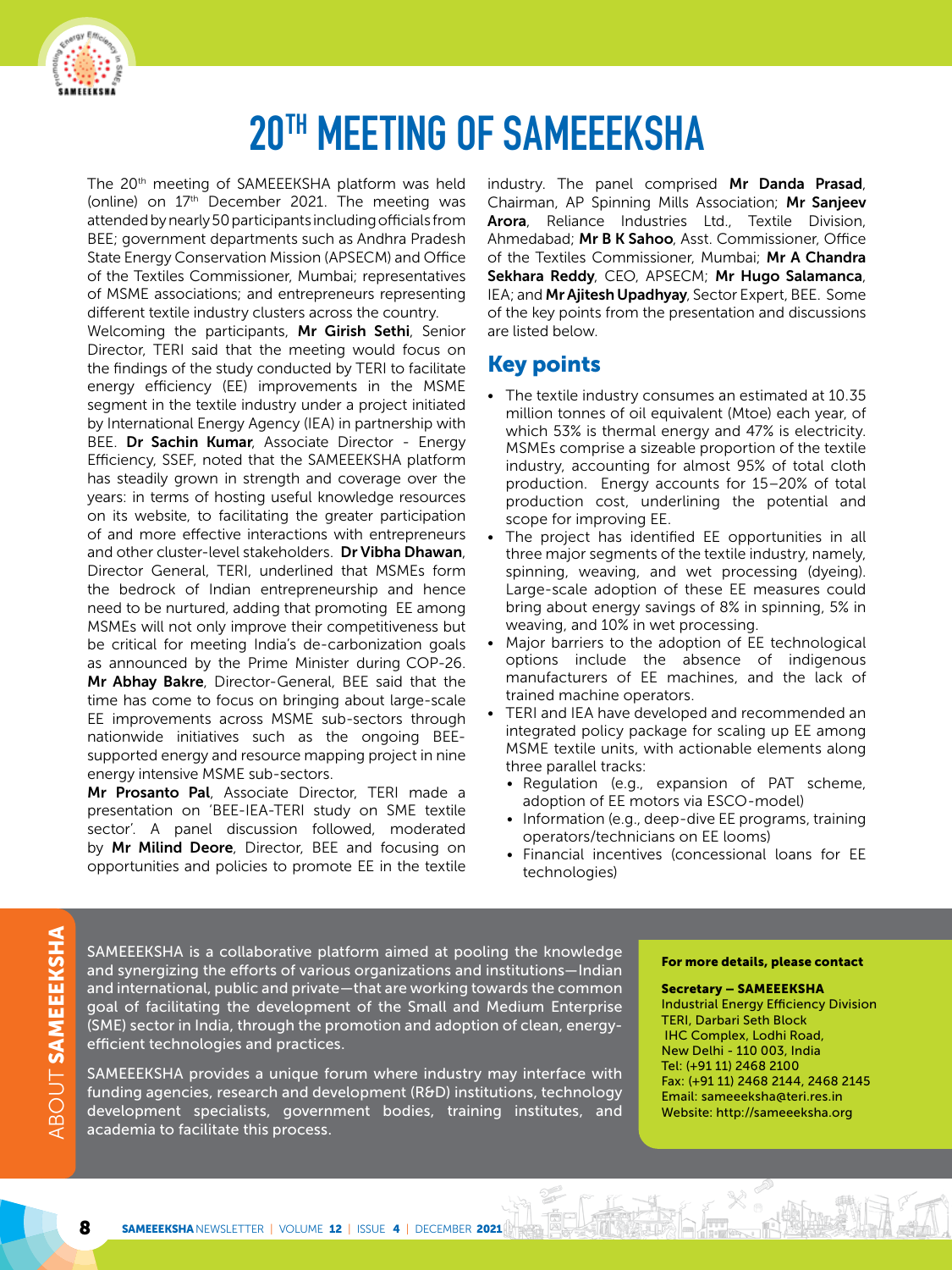# 20TH MEETING OF SAMEEEKSHA

The 20th meeting of SAMEEEKSHA platform was held (online) on 17th December 2021. The meeting was attended by nearly 50 participants including officials from BEE; government departments such as Andhra Pradesh State Energy Conservation Mission (APSECM) and Office of the Textiles Commissioner, Mumbai; representatives of MSME associations; and entrepreneurs representing different textile industry clusters across the country.

Welcoming the participants, **Mr Girish Sethi**, Senior Director, TERI said that the meeting would focus on the findings of the study conducted by TERI to facilitate energy efficiency (EE) improvements in the MSME segment in the textile industry under a project initiated by International Energy Agency (IEA) in partnership with BEE. **Dr Sachin Kumar**, Associate Director - Energy Efficiency, SSEF, noted that the SAMEEEKSHA platform has steadily grown in strength and coverage over the years: in terms of hosting useful knowledge resources on its website, to facilitating the greater participation of and more effective interactions with entrepreneurs and other cluster-level stakeholders. **Dr Vibha Dhawan**, Director General, TERI, underlined that MSMEs form the bedrock of Indian entrepreneurship and hence need to be nurtured, adding that promoting EE among MSMEs will not only improve their competitiveness but be critical for meeting India's de-carbonization goals as announced by the Prime Minister during COP-26. **Mr Abhay Bakre**, Director-General, BEE said that the time has come to focus on bringing about large-scale EE improvements across MSME sub-sectors through nationwide initiatives such as the ongoing BEE-supported energy and resource mapping project in nine energy intensive MSME sub-sectors.

**Mr Prosanto Pal**, Associate Director, TERI made a presentation on 'BEE-IEA-TERI study on SME textile sector'. A panel discussion followed, moderated by **Mr Milind Deore**, Director, BEE and focusing on opportunities and policies to promote EE in the textile industry. The panel comprised **Mr Danda Prasad**, Chairman, AP Spinning Mills Association; **Mr Sanjeev Arora**, Reliance Industries Ltd., Textile Division, Ahmedabad; **Mr B K Sahoo**, Asst. Commissioner, Office of the Textiles Commissioner, Mumbai; **Mr A Chandra Sekhara Reddy**, CEO, APSECM; **Mr Hugo Salamanca**, IEA; and **Mr Ajitesh Upadhyay**, Sector Expert, BEE. Some of the key points from the presentation and discussions are listed below.

## Key points

- The textile industry consumes an estimated at 10.35 million tonnes of oil equivalent (Mtoe) each year, of which 53% is thermal energy and 47% is electricity. MSMEs comprise a sizeable proportion of the textile industry, accounting for almost 95% of total cloth production. Energy accounts for 15–20% of total production cost, underlining the potential and scope for improving EE.
- The project has identified EE opportunities in all three major segments of the textile industry, namely, spinning, weaving, and wet processing (dyeing). Large-scale adoption of these EE measures could bring about energy savings of 8% in spinning, 5% in weaving, and 10% in wet processing.
- Major barriers to the adoption of EE technological options include the absence of indigenous manufacturers of EE machines, and the lack of trained machine operators.
- TERI and IEA have developed and recommended an integrated policy package for scaling up EE among MSME textile units, with actionable elements along three parallel tracks:
  - Regulation (e.g., expansion of PAT scheme, adoption of EE motors via ESCO-model)
  - Information (e.g., deep-dive EE programs, training operators/technicians on EE looms)
  - Financial incentives (concessional loans for EE technologies)

## ABOUT SAMEEEKSHA

SAMEEEKSHA is a collaborative platform aimed at pooling the knowledge and synergizing the efforts of various organizations and institutions—Indian and international, public and private—that are working towards the common goal of facilitating the development of the Small and Medium Enterprise (SME) sector in India, through the promotion and adoption of clean, energy-efficient technologies and practices.

SAMEEEKSHA provides a unique forum where industry may interface with funding agencies, research and development (R&D) institutions, technology development specialists, government bodies, training institutes, and academia to facilitate this process.

**For more details, please contact**

**Secretary – SAMEEEKSHA**
Industrial Energy Efficiency Division
TERI, Darbari Seth Block
IHC Complex, Lodhi Road,
New Delhi - 110 003, India
Tel: (+91 11) 2468 2100
Fax: (+91 11) 2468 2144, 2468 2145
Email: sameeeksha@teri.res.in
Website: http://sameeeksha.org